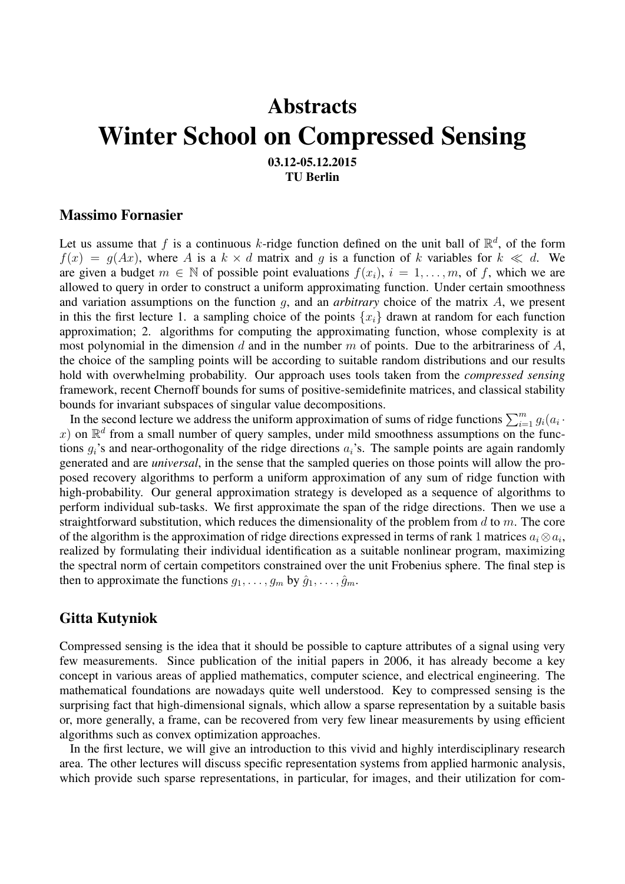# Abstracts

# Winter School on Compressed Sensing

**03.12-05.12.2015**
**TU Berlin**

## Massimo Fornasier

Let us assume that $f$ is a continuous $k$-ridge function defined on the unit ball of $\mathbb{R}^d$, of the form $f(x) = g(Ax)$, where $A$ is a $k \times d$ matrix and $g$ is a function of $k$ variables for $k \ll d$. We are given a budget $m \in \mathbb{N}$ of possible point evaluations $f(x_i)$, $i = 1, \ldots, m$, of $f$, which we are allowed to query in order to construct a uniform approximating function. Under certain smoothness and variation assumptions on the function $g$, and an *arbitrary* choice of the matrix $A$, we present in this the first lecture 1. a sampling choice of the points $\{x_i\}$ drawn at random for each function approximation; 2. algorithms for computing the approximating function, whose complexity is at most polynomial in the dimension $d$ and in the number $m$ of points. Due to the arbitrariness of $A$, the choice of the sampling points will be according to suitable random distributions and our results hold with overwhelming probability. Our approach uses tools taken from the *compressed sensing* framework, recent Chernoff bounds for sums of positive-semidefinite matrices, and classical stability bounds for invariant subspaces of singular value decompositions.

In the second lecture we address the uniform approximation of sums of ridge functions $\sum_{i=1}^m g_i(a_i \cdot x)$ on $\mathbb{R}^d$ from a small number of query samples, under mild smoothness assumptions on the functions $g_i$'s and near-orthogonality of the ridge directions $a_i$'s. The sample points are again randomly generated and are *universal*, in the sense that the sampled queries on those points will allow the proposed recovery algorithms to perform a uniform approximation of any sum of ridge function with high-probability. Our general approximation strategy is developed as a sequence of algorithms to perform individual sub-tasks. We first approximate the span of the ridge directions. Then we use a straightforward substitution, which reduces the dimensionality of the problem from $d$ to $m$. The core of the algorithm is the approximation of ridge directions expressed in terms of rank 1 matrices $a_i \otimes a_i$, realized by formulating their individual identification as a suitable nonlinear program, maximizing the spectral norm of certain competitors constrained over the unit Frobenius sphere. The final step is then to approximate the functions $g_1, \ldots, g_m$ by $\hat{g}_1, \ldots, \hat{g}_m$.

## Gitta Kutyniok

Compressed sensing is the idea that it should be possible to capture attributes of a signal using very few measurements. Since publication of the initial papers in 2006, it has already become a key concept in various areas of applied mathematics, computer science, and electrical engineering. The mathematical foundations are nowadays quite well understood. Key to compressed sensing is the surprising fact that high-dimensional signals, which allow a sparse representation by a suitable basis or, more generally, a frame, can be recovered from very few linear measurements by using efficient algorithms such as convex optimization approaches.

In the first lecture, we will give an introduction to this vivid and highly interdisciplinary research area. The other lectures will discuss specific representation systems from applied harmonic analysis, which provide such sparse representations, in particular, for images, and their utilization for com-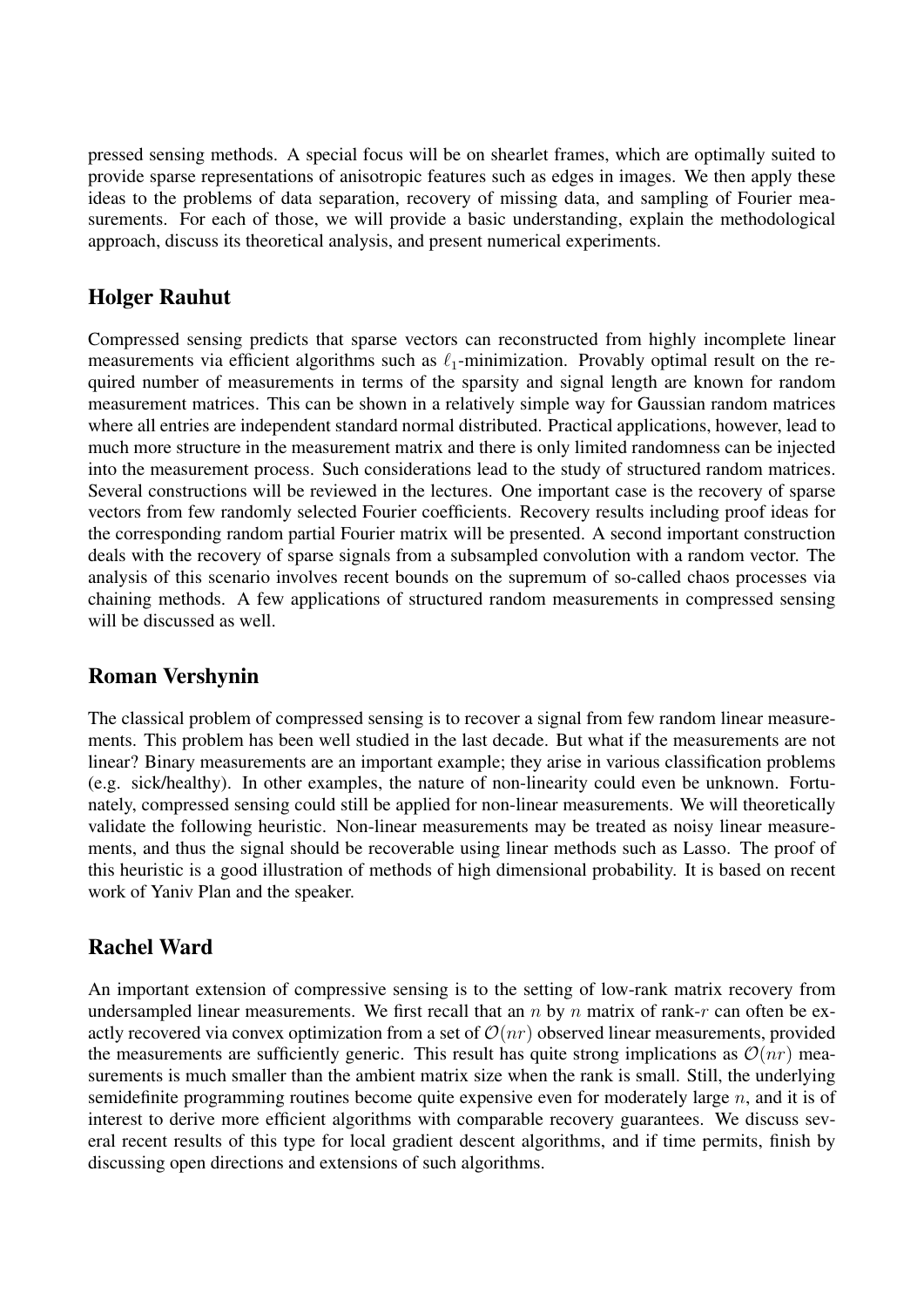pressed sensing methods. A special focus will be on shearlet frames, which are optimally suited to provide sparse representations of anisotropic features such as edges in images. We then apply these ideas to the problems of data separation, recovery of missing data, and sampling of Fourier measurements. For each of those, we will provide a basic understanding, explain the methodological approach, discuss its theoretical analysis, and present numerical experiments.

## Holger Rauhut

Compressed sensing predicts that sparse vectors can reconstructed from highly incomplete linear measurements via efficient algorithms such as $\ell_1$-minimization. Provably optimal result on the required number of measurements in terms of the sparsity and signal length are known for random measurement matrices. This can be shown in a relatively simple way for Gaussian random matrices where all entries are independent standard normal distributed. Practical applications, however, lead to much more structure in the measurement matrix and there is only limited randomness can be injected into the measurement process. Such considerations lead to the study of structured random matrices. Several constructions will be reviewed in the lectures. One important case is the recovery of sparse vectors from few randomly selected Fourier coefficients. Recovery results including proof ideas for the corresponding random partial Fourier matrix will be presented. A second important construction deals with the recovery of sparse signals from a subsampled convolution with a random vector. The analysis of this scenario involves recent bounds on the supremum of so-called chaos processes via chaining methods. A few applications of structured random measurements in compressed sensing will be discussed as well.

## Roman Vershynin

The classical problem of compressed sensing is to recover a signal from few random linear measurements. This problem has been well studied in the last decade. But what if the measurements are not linear? Binary measurements are an important example; they arise in various classification problems (e.g. sick/healthy). In other examples, the nature of non-linearity could even be unknown. Fortunately, compressed sensing could still be applied for non-linear measurements. We will theoretically validate the following heuristic. Non-linear measurements may be treated as noisy linear measurements, and thus the signal should be recoverable using linear methods such as Lasso. The proof of this heuristic is a good illustration of methods of high dimensional probability. It is based on recent work of Yaniv Plan and the speaker.

## Rachel Ward

An important extension of compressive sensing is to the setting of low-rank matrix recovery from undersampled linear measurements. We first recall that an $n$ by $n$ matrix of rank-$r$ can often be exactly recovered via convex optimization from a set of $\mathcal{O}(nr)$ observed linear measurements, provided the measurements are sufficiently generic. This result has quite strong implications as $\mathcal{O}(nr)$ measurements is much smaller than the ambient matrix size when the rank is small. Still, the underlying semidefinite programming routines become quite expensive even for moderately large $n$, and it is of interest to derive more efficient algorithms with comparable recovery guarantees. We discuss several recent results of this type for local gradient descent algorithms, and if time permits, finish by discussing open directions and extensions of such algorithms.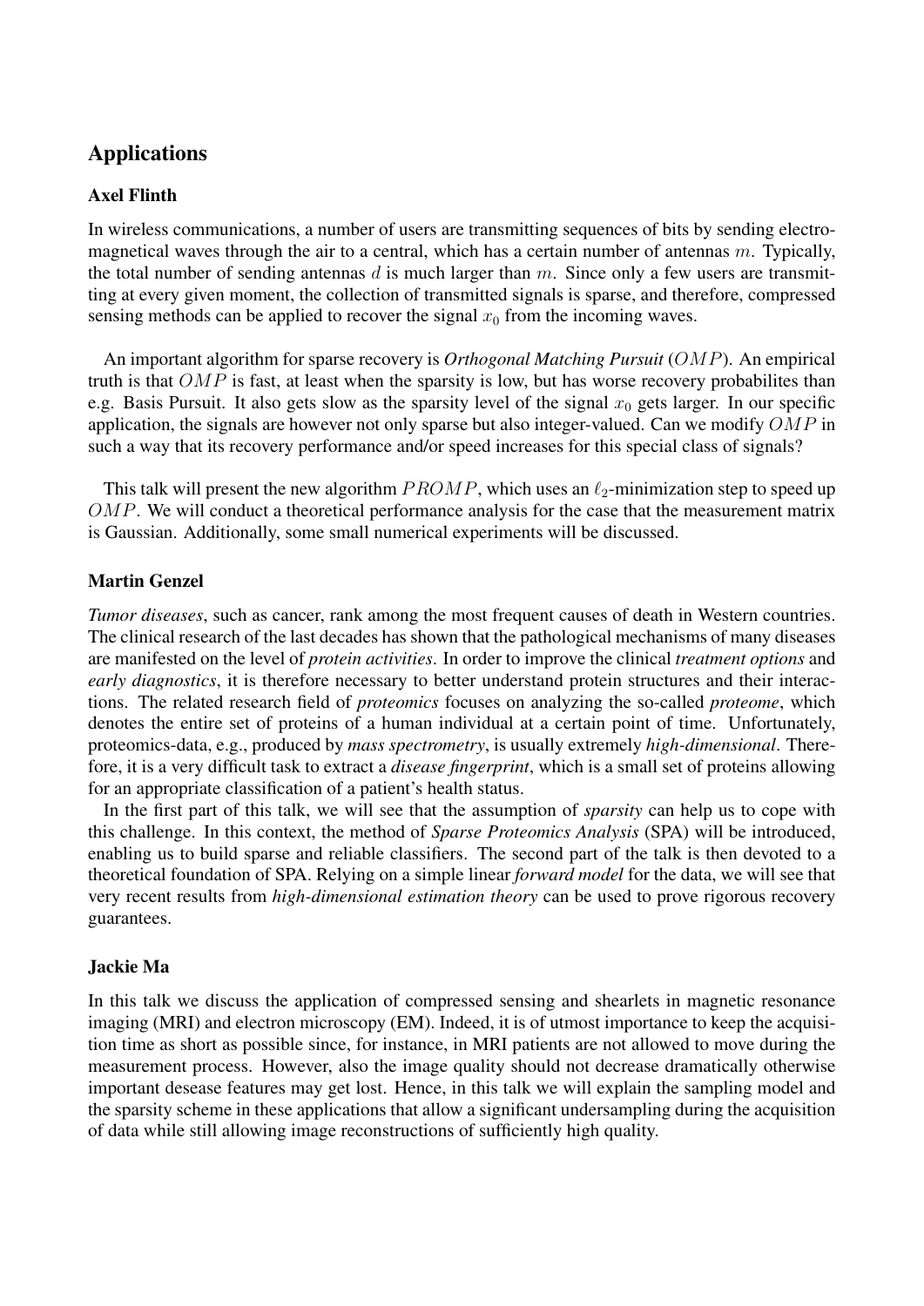## Applications

### Axel Flinth

In wireless communications, a number of users are transmitting sequences of bits by sending electromagnetical waves through the air to a central, which has a certain number of antennas $m$. Typically, the total number of sending antennas $d$ is much larger than $m$. Since only a few users are transmitting at every given moment, the collection of transmitted signals is sparse, and therefore, compressed sensing methods can be applied to recover the signal $x_0$ from the incoming waves.

An important algorithm for sparse recovery is ***Orthogonal Matching Pursuit*** ($OMP$). An empirical truth is that $OMP$ is fast, at least when the sparsity is low, but has worse recovery probabilites than e.g. Basis Pursuit. It also gets slow as the sparsity level of the signal $x_0$ gets larger. In our specific application, the signals are however not only sparse but also integer-valued. Can we modify $OMP$ in such a way that its recovery performance and/or speed increases for this special class of signals?

This talk will present the new algorithm $PROMP$, which uses an $\ell_2$-minimization step to speed up $OMP$. We will conduct a theoretical performance analysis for the case that the measurement matrix is Gaussian. Additionally, some small numerical experiments will be discussed.

### Martin Genzel

*Tumor diseases*, such as cancer, rank among the most frequent causes of death in Western countries. The clinical research of the last decades has shown that the pathological mechanisms of many diseases are manifested on the level of *protein activities*. In order to improve the clinical *treatment options* and *early diagnostics*, it is therefore necessary to better understand protein structures and their interactions. The related research field of *proteomics* focuses on analyzing the so-called *proteome*, which denotes the entire set of proteins of a human individual at a certain point of time. Unfortunately, proteomics-data, e.g., produced by *mass spectrometry*, is usually extremely *high-dimensional*. Therefore, it is a very difficult task to extract a *disease fingerprint*, which is a small set of proteins allowing for an appropriate classification of a patient's health status.

In the first part of this talk, we will see that the assumption of *sparsity* can help us to cope with this challenge. In this context, the method of *Sparse Proteomics Analysis* (SPA) will be introduced, enabling us to build sparse and reliable classifiers. The second part of the talk is then devoted to a theoretical foundation of SPA. Relying on a simple linear *forward model* for the data, we will see that very recent results from *high-dimensional estimation theory* can be used to prove rigorous recovery guarantees.

### Jackie Ma

In this talk we discuss the application of compressed sensing and shearlets in magnetic resonance imaging (MRI) and electron microscopy (EM). Indeed, it is of utmost importance to keep the acquisition time as short as possible since, for instance, in MRI patients are not allowed to move during the measurement process. However, also the image quality should not decrease dramatically otherwise important desease features may get lost. Hence, in this talk we will explain the sampling model and the sparsity scheme in these applications that allow a significant undersampling during the acquisition of data while still allowing image reconstructions of sufficiently high quality.